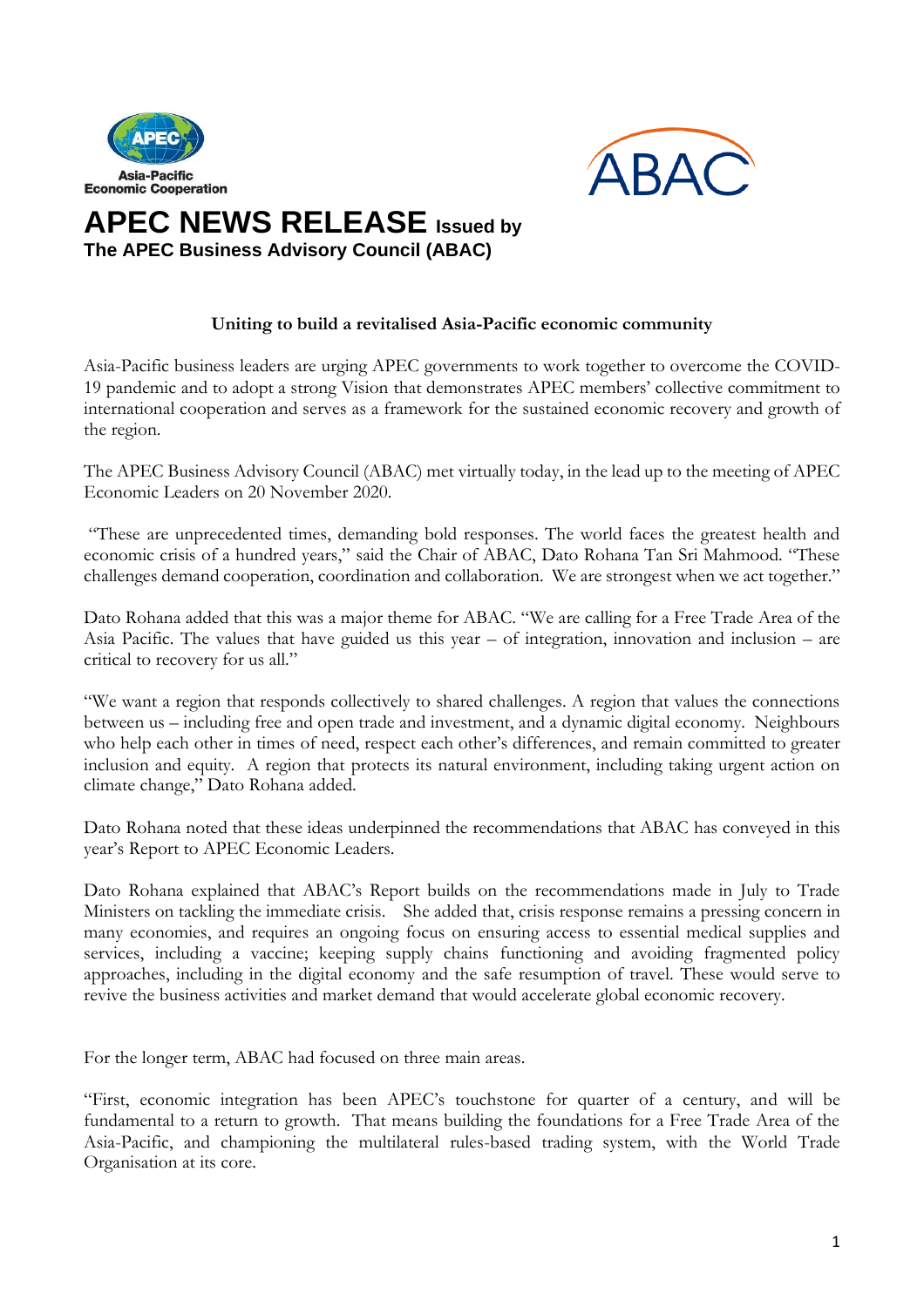Asia-Pacific Economic Cooperation

# APEC NEWS RELEASE Issued by

**The APEC Business Advisory Council (ABAC)**

**Uniting to build a revitalised Asia-Pacific economic community**

Asia-Pacific business leaders are urging APEC governments to work together to overcome the COVID-19 pandemic and to adopt a strong Vision that demonstrates APEC members' collective commitment to international cooperation and serves as a framework for the sustained economic recovery and growth of the region.

The APEC Business Advisory Council (ABAC) met virtually today, in the lead up to the meeting of APEC Economic Leaders on 20 November 2020.

"These are unprecedented times, demanding bold responses. The world faces the greatest health and economic crisis of a hundred years," said the Chair of ABAC, Dato Rohana Tan Sri Mahmood. "These challenges demand cooperation, coordination and collaboration. We are strongest when we act together."

Dato Rohana added that this was a major theme for ABAC. "We are calling for a Free Trade Area of the Asia Pacific. The values that have guided us this year – of integration, innovation and inclusion – are critical to recovery for us all."

"We want a region that responds collectively to shared challenges. A region that values the connections between us – including free and open trade and investment, and a dynamic digital economy. Neighbours who help each other in times of need, respect each other's differences, and remain committed to greater inclusion and equity. A region that protects its natural environment, including taking urgent action on climate change," Dato Rohana added.

Dato Rohana noted that these ideas underpinned the recommendations that ABAC has conveyed in this year's Report to APEC Economic Leaders.

Dato Rohana explained that ABAC's Report builds on the recommendations made in July to Trade Ministers on tackling the immediate crisis. She added that, crisis response remains a pressing concern in many economies, and requires an ongoing focus on ensuring access to essential medical supplies and services, including a vaccine; keeping supply chains functioning and avoiding fragmented policy approaches, including in the digital economy and the safe resumption of travel. These would serve to revive the business activities and market demand that would accelerate global economic recovery.

For the longer term, ABAC had focused on three main areas.

"First, economic integration has been APEC's touchstone for quarter of a century, and will be fundamental to a return to growth. That means building the foundations for a Free Trade Area of the Asia-Pacific, and championing the multilateral rules-based trading system, with the World Trade Organisation at its core.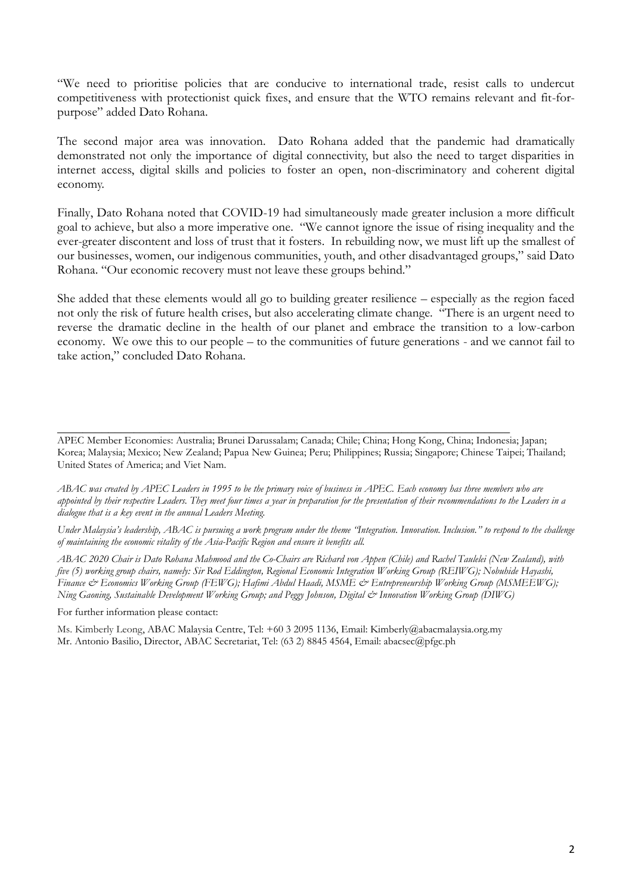"We need to prioritise policies that are conducive to international trade, resist calls to undercut competitiveness with protectionist quick fixes, and ensure that the WTO remains relevant and fit-for-purpose" added Dato Rohana.

The second major area was innovation. Dato Rohana added that the pandemic had dramatically demonstrated not only the importance of digital connectivity, but also the need to target disparities in internet access, digital skills and policies to foster an open, non-discriminatory and coherent digital economy.

Finally, Dato Rohana noted that COVID-19 had simultaneously made greater inclusion a more difficult goal to achieve, but also a more imperative one. "We cannot ignore the issue of rising inequality and the ever-greater discontent and loss of trust that it fosters. In rebuilding now, we must lift up the smallest of our businesses, women, our indigenous communities, youth, and other disadvantaged groups," said Dato Rohana. "Our economic recovery must not leave these groups behind."

She added that these elements would all go to building greater resilience – especially as the region faced not only the risk of future health crises, but also accelerating climate change. "There is an urgent need to reverse the dramatic decline in the health of our planet and embrace the transition to a low-carbon economy. We owe this to our people – to the communities of future generations - and we cannot fail to take action," concluded Dato Rohana.

---

APEC Member Economies: Australia; Brunei Darussalam; Canada; Chile; China; Hong Kong, China; Indonesia; Japan; Korea; Malaysia; Mexico; New Zealand; Papua New Guinea; Peru; Philippines; Russia; Singapore; Chinese Taipei; Thailand; United States of America; and Viet Nam.

*ABAC was created by APEC Leaders in 1995 to be the primary voice of business in APEC. Each economy has three members who are appointed by their respective Leaders. They meet four times a year in preparation for the presentation of their recommendations to the Leaders in a dialogue that is a key event in the annual Leaders Meeting.*

*Under Malaysia's leadership, ABAC is pursuing a work program under the theme "Integration. Innovation. Inclusion." to respond to the challenge of maintaining the economic vitality of the Asia-Pacific Region and ensure it benefits all.*

*ABAC 2020 Chair is Dato Rohana Mahmood and the Co-Chairs are Richard von Appen (Chile) and Rachel Taulelei (New Zealand), with five (5) working group chairs, namely: Sir Rod Eddington, Regional Economic Integration Working Group (REIWG); Nobuhide Hayashi, Finance & Economics Working Group (FEWG); Hafimi Abdul Haadi, MSME & Entrepreneurship Working Group (MSMEEWG); Ning Gaoning, Sustainable Development Working Group; and Peggy Johnson, Digital & Innovation Working Group (DIWG)*

For further information please contact:

Ms. Kimberly Leong, ABAC Malaysia Centre, Tel: +60 3 2095 1136, Email: Kimberly@abacmalaysia.org.my
Mr. Antonio Basilio, Director, ABAC Secretariat, Tel: (63 2) 8845 4564, Email: abacsec@pfgc.ph